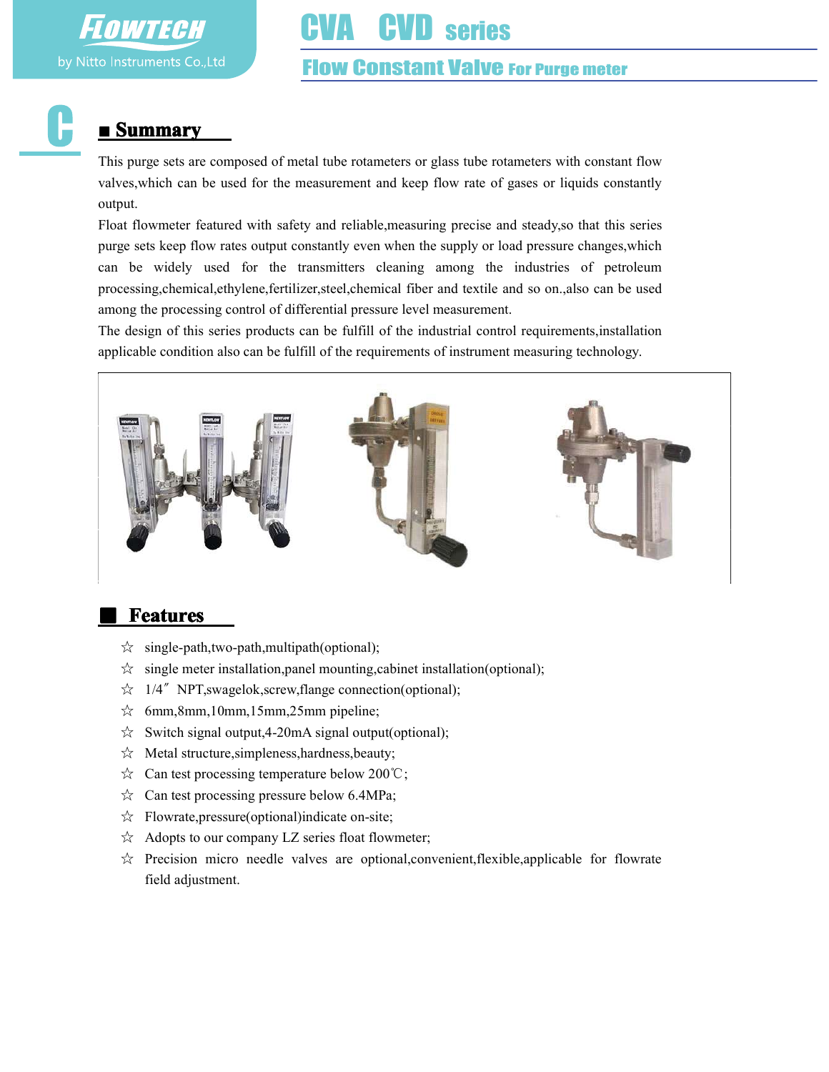# CVA CVD series

## Flow Constant Valve For Purge meter

## ■ Summary

This purge sets are composed of metal tube rotameters or glass tube rotameters with constant flow valves,which can be used for the measurement and keep flow rate of gases or liquids constantly output.

Float flowmeter featured with safety and reliable,measuring precise and steady,so that this series purge sets keep flow rates output constantly even when the supply or load pressure changes,which can be widely used for the transmitters cleaning among the industries of petroleum processing,chemical,ethylene,fertilizer,steel,chemical fiber and textile and so on.,also can be used among the processing control of differential pressure level measurement.

The design of this series products can be fulfill of the industrial control requirements,installation applicable condition also can be fulfill of the requirements of instrument measuring technology.

## Features

- ☆ single-path,two-path,multipath(optional);
- ☆ single meter installation,panel mounting,cabinet installation(optional);
- ☆ 1/4″ NPT,swagelok,screw,flange connection(optional);
- ☆ 6mm,8mm,10mm,15mm,25mm pipeline;
- ☆ Switch signal output,4-20mA signal output(optional);
- ☆ Metal structure,simpleness,hardness,beauty;
- ☆ Can test processing temperature below 200℃;
- ☆ Can test processing pressure below 6.4MPa;
- ☆ Flowrate,pressure(optional)indicate on-site;
- ☆ Adopts to our company LZ series float flowmeter;
- ☆ Precision micro needle valves are optional,convenient,flexible,applicable for flowrate field adjustment.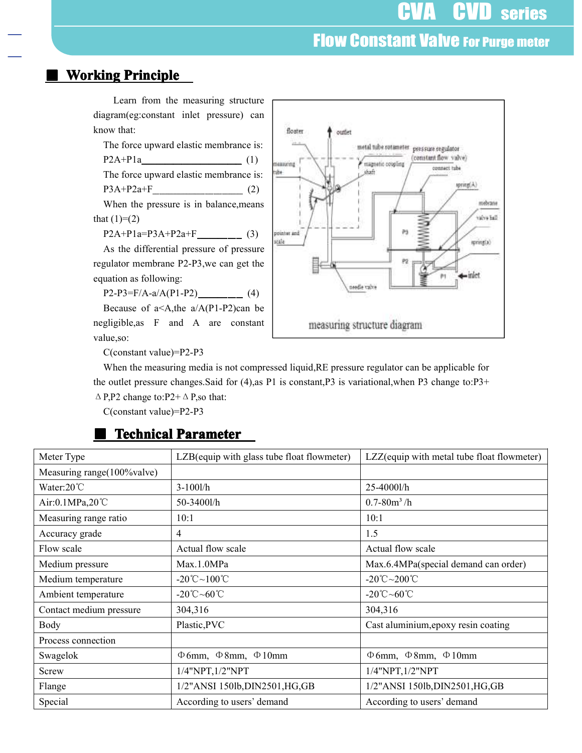## Working Principle

Learn from the measuring structure diagram(eg:constant inlet pressure) can know that:

The force upward elastic membrance is:

$P2A+P1a$ ____________________ (1)

The force upward elastic membrance is:

$P3A+P2a+F$ __________________ (2)

When the pressure is in balance,means that (1)=(2)

$P2A+P1a=P3A+P2a+F$ ________ (3)

As the differential pressure of pressure regulator membrane P2-P3,we can get the equation as following:

$P2-P3=F/A-a/A(P1-P2)$ ________ (4)

Because of a<A,the a/A(P1-P2)can be negligible,as F and A are constant value,so:

C(constant value)=P2-P3

When the measuring media is not compressed liquid,RE pressure regulator can be applicable for the outlet pressure changes.Said for (4),as P1 is constant,P3 is variational,when P3 change to:P3+ $\Delta$P,P2 change to:P2+$\Delta$P,so that:

C(constant value)=P2-P3

measuring structure diagram

## Technical Parameter

| Meter Type | LZB(equip with glass tube float flowmeter) | LZZ(equip with metal tube float flowmeter) |
|---|---|---|
| Measuring range(100%valve) | | |
| Water:20℃ | 3-100l/h | 25-4000l/h |
| Air:0.1MPa,20℃ | 50-3400l/h | 0.7-80m$^3$ /h |
| Measuring range ratio | 10:1 | 10:1 |
| Accuracy grade | 4 | 1.5 |
| Flow scale | Actual flow scale | Actual flow scale |
| Medium pressure | Max.1.0MPa | Max.6.4MPa(special demand can order) |
| Medium temperature | -20℃~100℃ | -20℃~200℃ |
| Ambient temperature | -20℃~60℃ | -20℃~60℃ |
| Contact medium pressure | 304,316 | 304,316 |
| Body | Plastic,PVC | Cast aluminium,epoxy resin coating |
| Process connection | | |
| Swagelok | Φ6mm, Φ8mm, Φ10mm | Φ6mm, Φ8mm, Φ10mm |
| Screw | 1/4"NPT,1/2"NPT | 1/4"NPT,1/2"NPT |
| Flange | 1/2"ANSI 150lb,DIN2501,HG,GB | 1/2"ANSI 150lb,DIN2501,HG,GB |
| Special | According to users' demand | According to users' demand |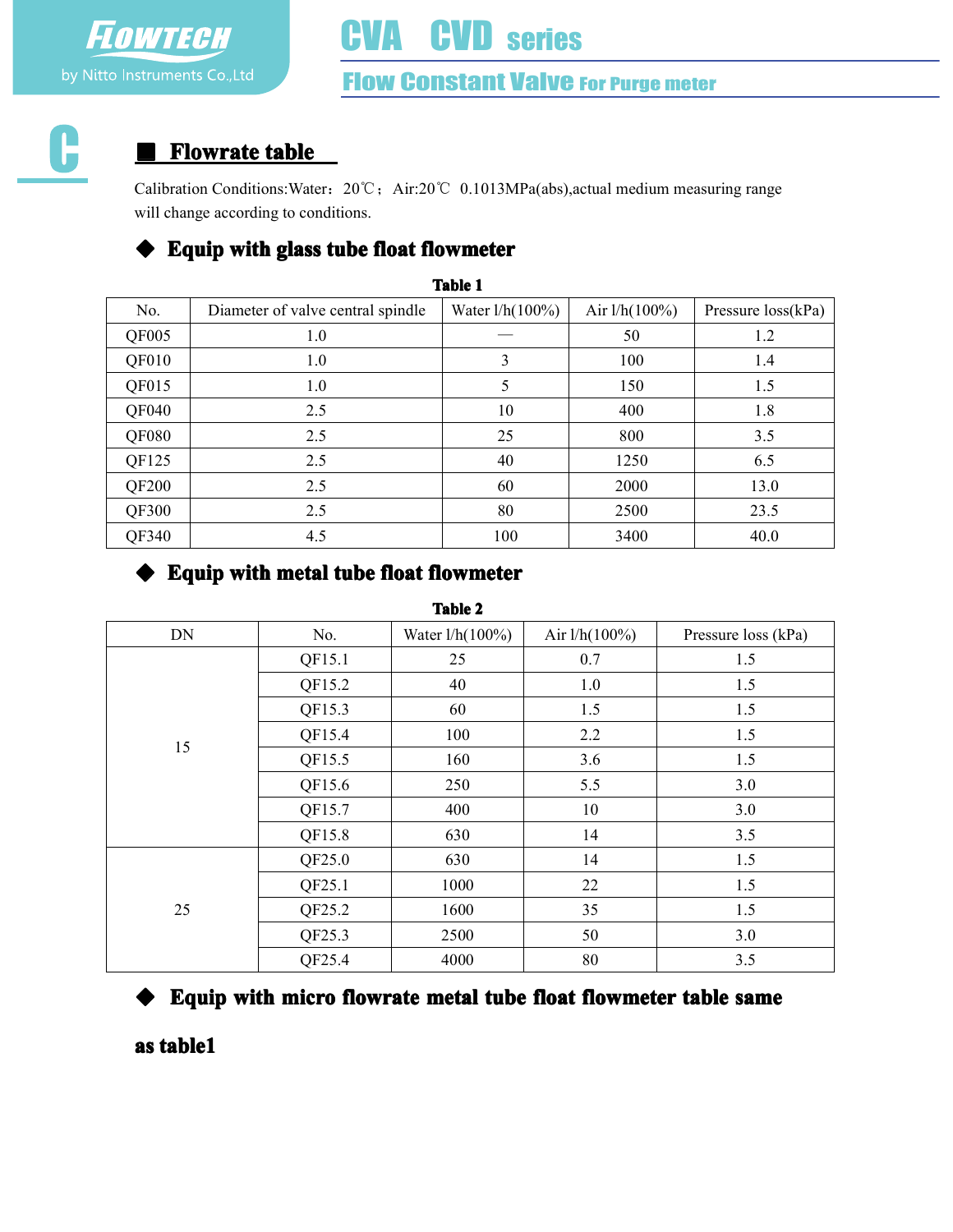## Flowrate table

Calibration Conditions:Water：20℃；Air:20℃ 0.1013MPa(abs),actual medium measuring range will change according to conditions.

### ◆ Equip with glass tube float flowmeter

**Table 1**

| No. | Diameter of valve central spindle | Water l/h(100%) | Air l/h(100%) | Pressure loss(kPa) |
|---|---|---|---|---|
| QF005 | 1.0 | — | 50 | 1.2 |
| QF010 | 1.0 | 3 | 100 | 1.4 |
| QF015 | 1.0 | 5 | 150 | 1.5 |
| QF040 | 2.5 | 10 | 400 | 1.8 |
| QF080 | 2.5 | 25 | 800 | 3.5 |
| QF125 | 2.5 | 40 | 1250 | 6.5 |
| QF200 | 2.5 | 60 | 2000 | 13.0 |
| QF300 | 2.5 | 80 | 2500 | 23.5 |
| QF340 | 4.5 | 100 | 3400 | 40.0 |

### ◆ Equip with metal tube float flowmeter

**Table 2**

| DN | No. | Water l/h(100%) | Air l/h(100%) | Pressure loss (kPa) |
|---|---|---|---|---|
| 15 | QF15.1 | 25 | 0.7 | 1.5 |
| | QF15.2 | 40 | 1.0 | 1.5 |
| | QF15.3 | 60 | 1.5 | 1.5 |
| | QF15.4 | 100 | 2.2 | 1.5 |
| | QF15.5 | 160 | 3.6 | 1.5 |
| | QF15.6 | 250 | 5.5 | 3.0 |
| | QF15.7 | 400 | 10 | 3.0 |
| | QF15.8 | 630 | 14 | 3.5 |
| 25 | QF25.0 | 630 | 14 | 1.5 |
| | QF25.1 | 1000 | 22 | 1.5 |
| | QF25.2 | 1600 | 35 | 1.5 |
| | QF25.3 | 2500 | 50 | 3.0 |
| | QF25.4 | 4000 | 80 | 3.5 |

### ◆ Equip with micro flowrate metal tube float flowmeter table same as table1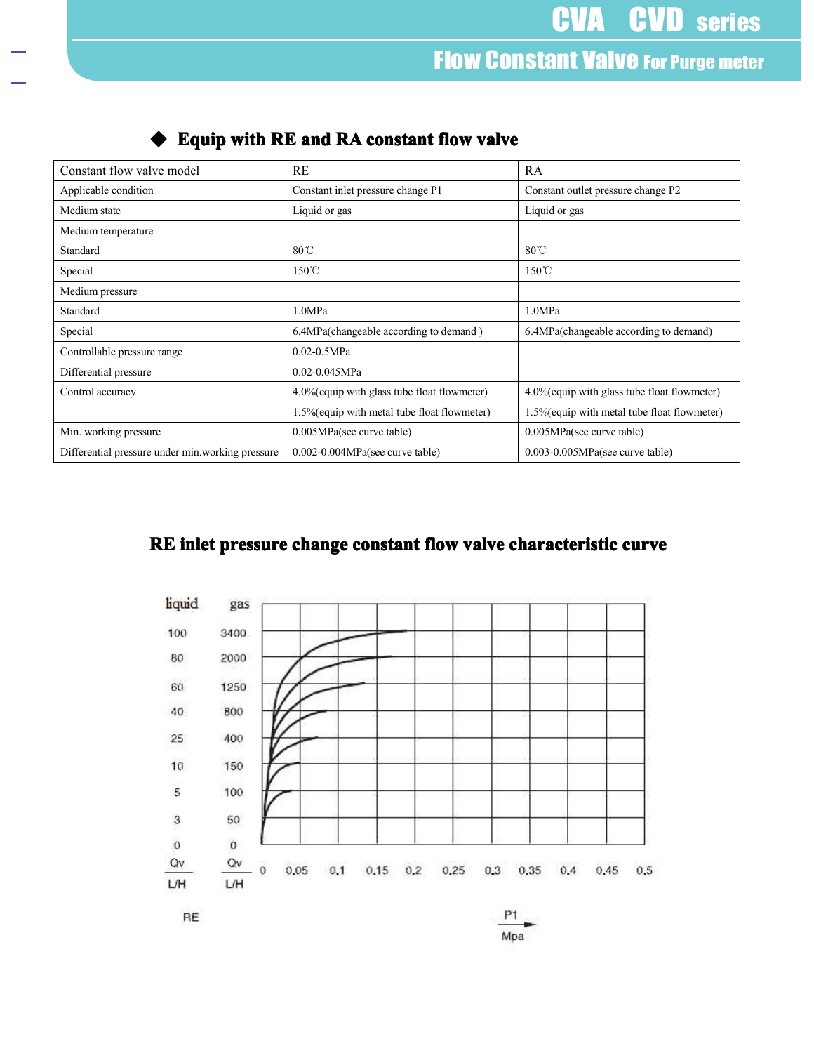## ◆ Equip with RE and RA constant flow valve

| Constant flow valve model | RE | RA |
|---|---|---|
| Applicable condition | Constant inlet pressure change P1 | Constant outlet pressure change P2 |
| Medium state | Liquid or gas | Liquid or gas |
| Medium temperature | | |
| Standard | 80℃ | 80℃ |
| Special | 150℃ | 150℃ |
| Medium pressure | | |
| Standard | 1.0MPa | 1.0MPa |
| Special | 6.4MPa(changeable according to demand ) | 6.4MPa(changeable according to demand) |
| Controllable pressure range | 0.02-0.5MPa | |
| Differential pressure | 0.02-0.045MPa | |
| Control accuracy | 4.0%(equip with glass tube float flowmeter) | 4.0%(equip with glass tube float flowmeter) |
| | 1.5%(equip with metal tube float flowmeter) | 1.5%(equip with metal tube float flowmeter) |
| Min. working pressure | 0.005MPa(see curve table) | 0.005MPa(see curve table) |
| Differential pressure under min.working pressure | 0.002-0.004MPa(see curve table) | 0.003-0.005MPa(see curve table) |

## RE inlet pressure change constant flow valve characteristic curve

| liquid Qv L/H | gas Qv L/H |
|---|---|
| 100 | 3400 |
| 80 | 2000 |
| 60 | 1250 |
| 40 | 800 |
| 25 | 400 |
| 10 | 150 |
| 5 | 100 |
| 3 | 50 |
| 0 | 0 |

P1 (Mpa): 0, 0.05, 0.1, 0.15, 0.2, 0.25, 0.3, 0.35, 0.4, 0.45, 0.5

RE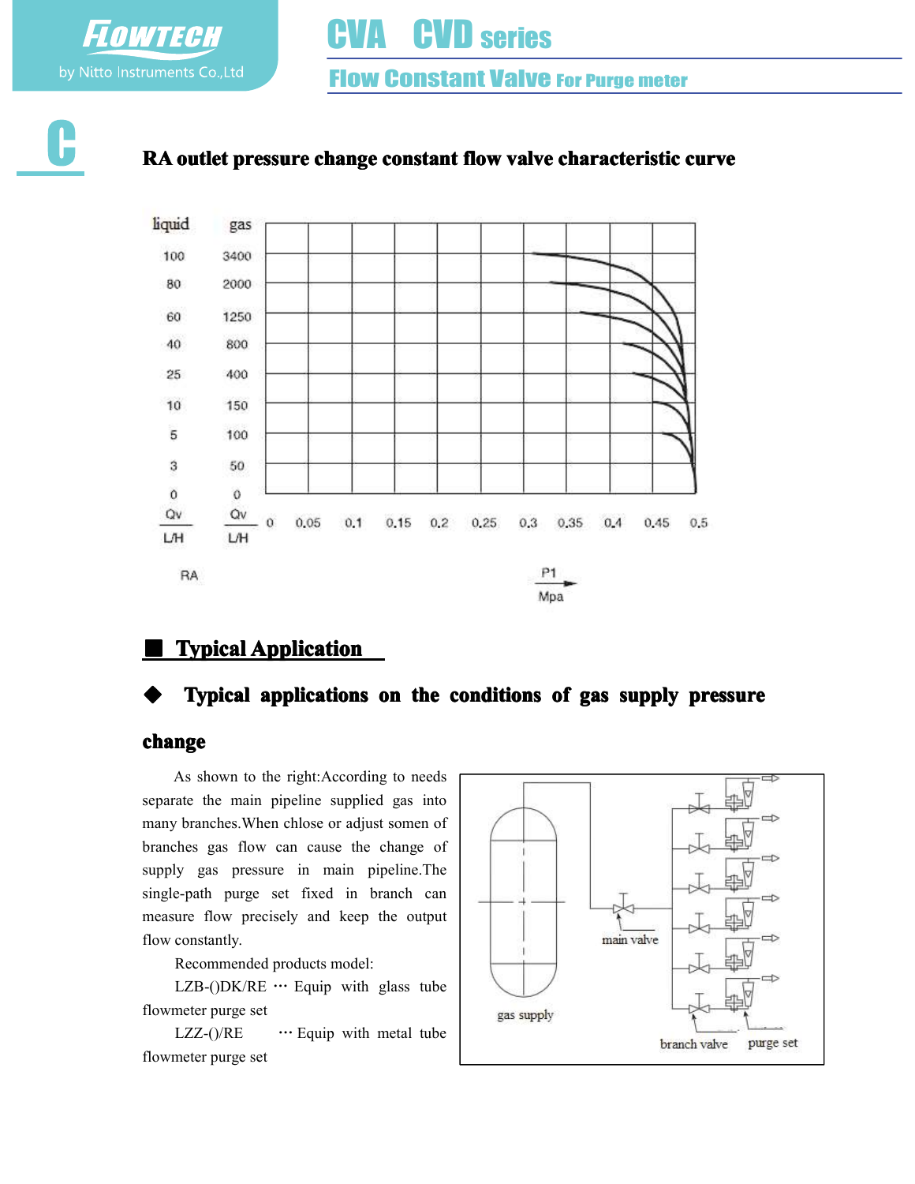C

## RA outlet pressure change constant flow valve characteristic curve

| liquid | gas |
|---|---|
| 100 | 3400 |
| 80 | 2000 |
| 60 | 1250 |
| 40 | 800 |
| 25 | 400 |
| 10 | 150 |
| 5 | 100 |
| 3 | 50 |
| 0 | 0 |
| Qv L/H | Qv L/H |

0 0.05 0.1 0.15 0.2 0.25 0.3 0.35 0.4 0.45 0.5

RA

P1 Mpa

## Typical Application

### Typical applications on the conditions of gas supply pressure change

As shown to the right:According to needs separate the main pipeline supplied gas into many branches.When chlose or adjust somen of branches gas flow can cause the change of supply gas pressure in main pipeline.The single-path purge set fixed in branch can measure flow precisely and keep the output flow constantly.

Recommended products model:

LZB-()DK/RE ··· Equip with glass tube flowmeter purge set

LZZ-()/RE ··· Equip with metal tube flowmeter purge set

main valve

gas supply

branch valve

purge set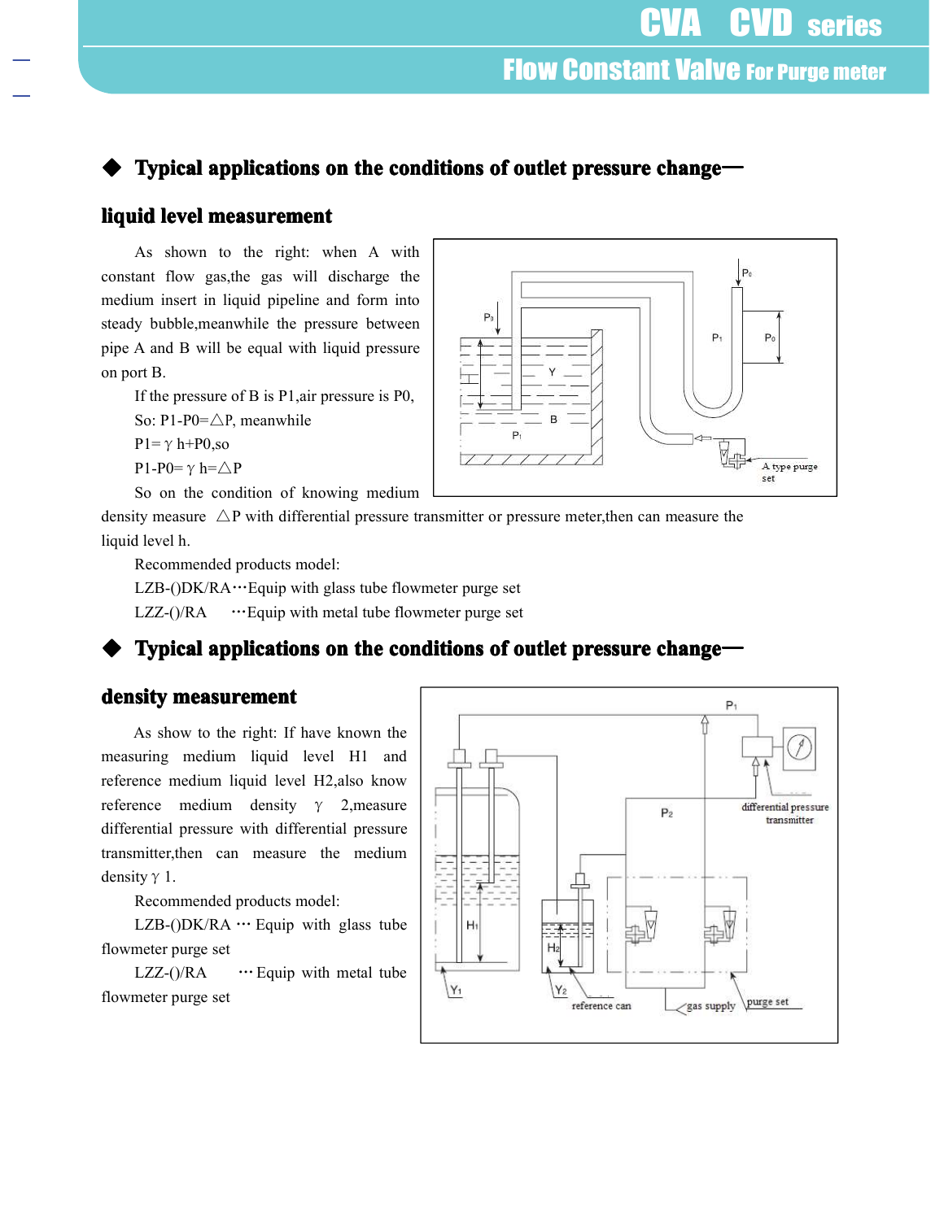## ◆ Typical applications on the conditions of outlet pressure change—

### liquid level measurement

As shown to the right: when A with constant flow gas,the gas will discharge the medium insert in liquid pipeline and form into steady bubble,meanwhile the pressure between pipe A and B will be equal with liquid pressure on port B.

If the pressure of B is P1,air pressure is P0,

So: P1-P0=△P, meanwhile

P1= γ h+P0,so

P1-P0= γ h=△P

So on the condition of knowing medium density measure △P with differential pressure transmitter or pressure meter,then can measure the liquid level h.

Recommended products model:

LZB-()DK/RA⋯Equip with glass tube flowmeter purge set

LZZ-()/RA ⋯Equip with metal tube flowmeter purge set

## ◆ Typical applications on the conditions of outlet pressure change—

### density measurement

As show to the right: If have known the measuring medium liquid level H1 and reference medium liquid level H2,also know reference medium density γ 2,measure differential pressure with differential pressure transmitter,then can measure the medium density γ 1.

Recommended products model:

LZB-()DK/RA ⋯ Equip with glass tube flowmeter purge set

LZZ-()/RA ⋯ Equip with metal tube flowmeter purge set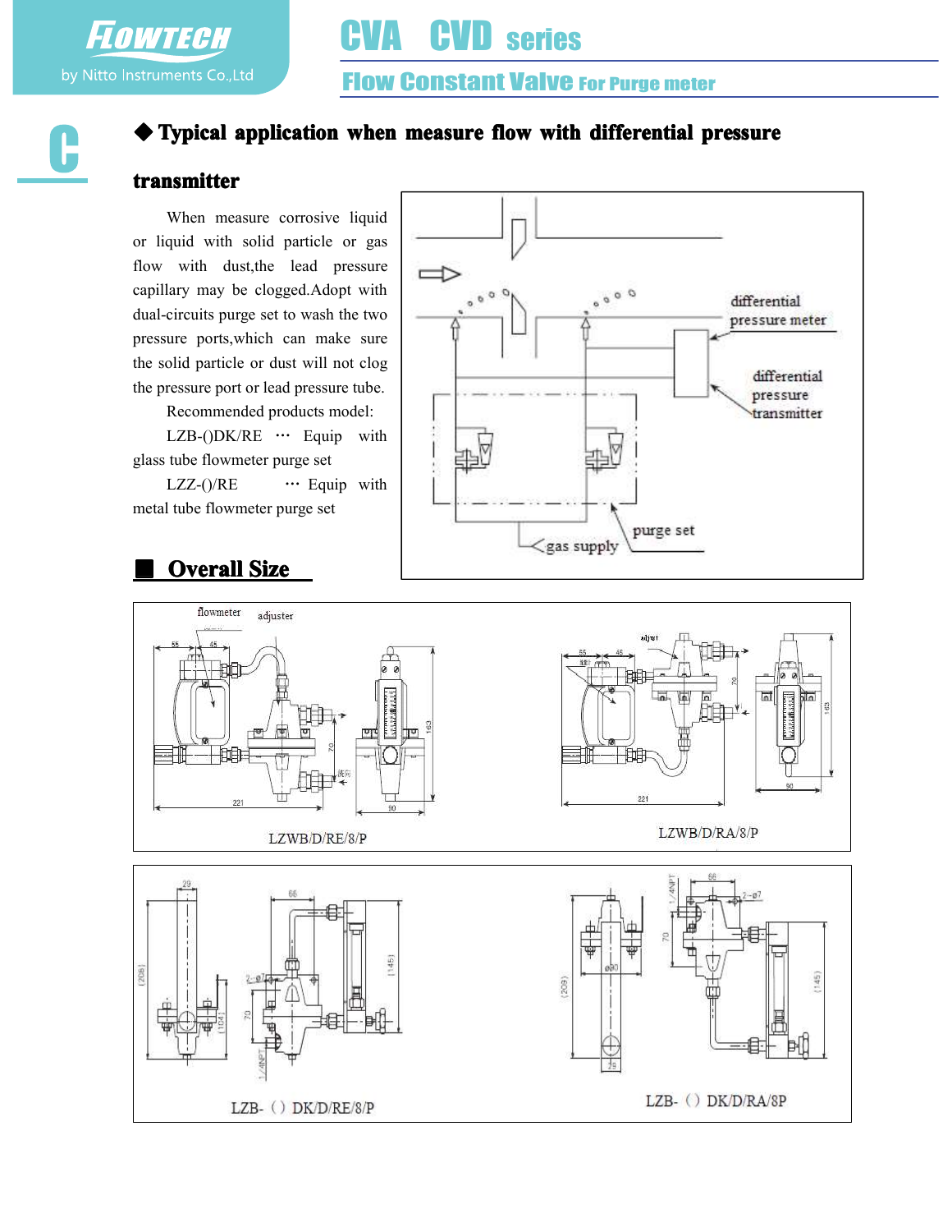## ◆ Typical application when measure flow with differential pressure transmitter

When measure corrosive liquid or liquid with solid particle or gas flow with dust,the lead pressure capillary may be clogged.Adopt with dual-circuits purge set to wash the two pressure ports,which can make sure the solid particle or dust will not clog the pressure port or lead pressure tube.

Recommended products model:

LZB-()DK/RE ··· Equip with glass tube flowmeter purge set

LZZ-()/RE ··· Equip with metal tube flowmeter purge set

differential pressure meter

differential pressure transmitter

purge set

gas supply

## ■ Overall Size

flowmeter

adjuster

LZWB/D/RE/8/P

LZWB/D/RA/8/P

LZB- ( ) DK/D/RE/8/P

LZB- ( ) DK/D/RA/8P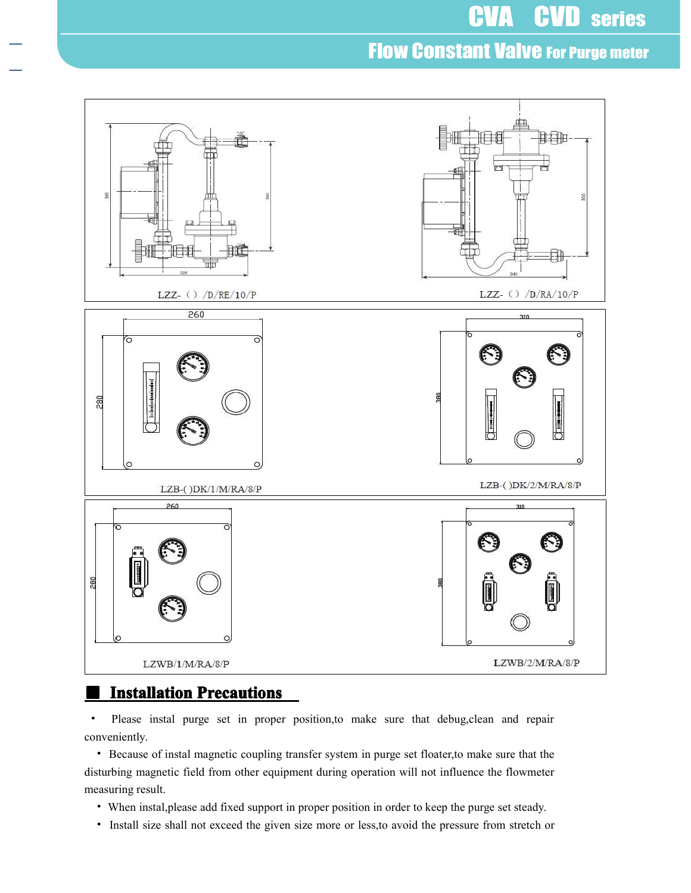LZZ- ( ) /D/RE/10/P

LZZ- ( ) /D/RA/10/P

LZB-( )DK/1/M/RA/8/P

LZB-( )DK/2/M/RA/8/P

LZWB/1/M/RA/8/P

LZWB/2/M/RA/8/P

## Installation Precautions

- Please instal purge set in proper position,to make sure that debug,clean and repair conveniently.
- Because of instal magnetic coupling transfer system in purge set floater,to make sure that the disturbing magnetic field from other equipment during operation will not influence the flowmeter measuring result.
- When instal,please add fixed support in proper position in order to keep the purge set steady.
- Install size shall not exceed the given size more or less,to avoid the pressure from stretch or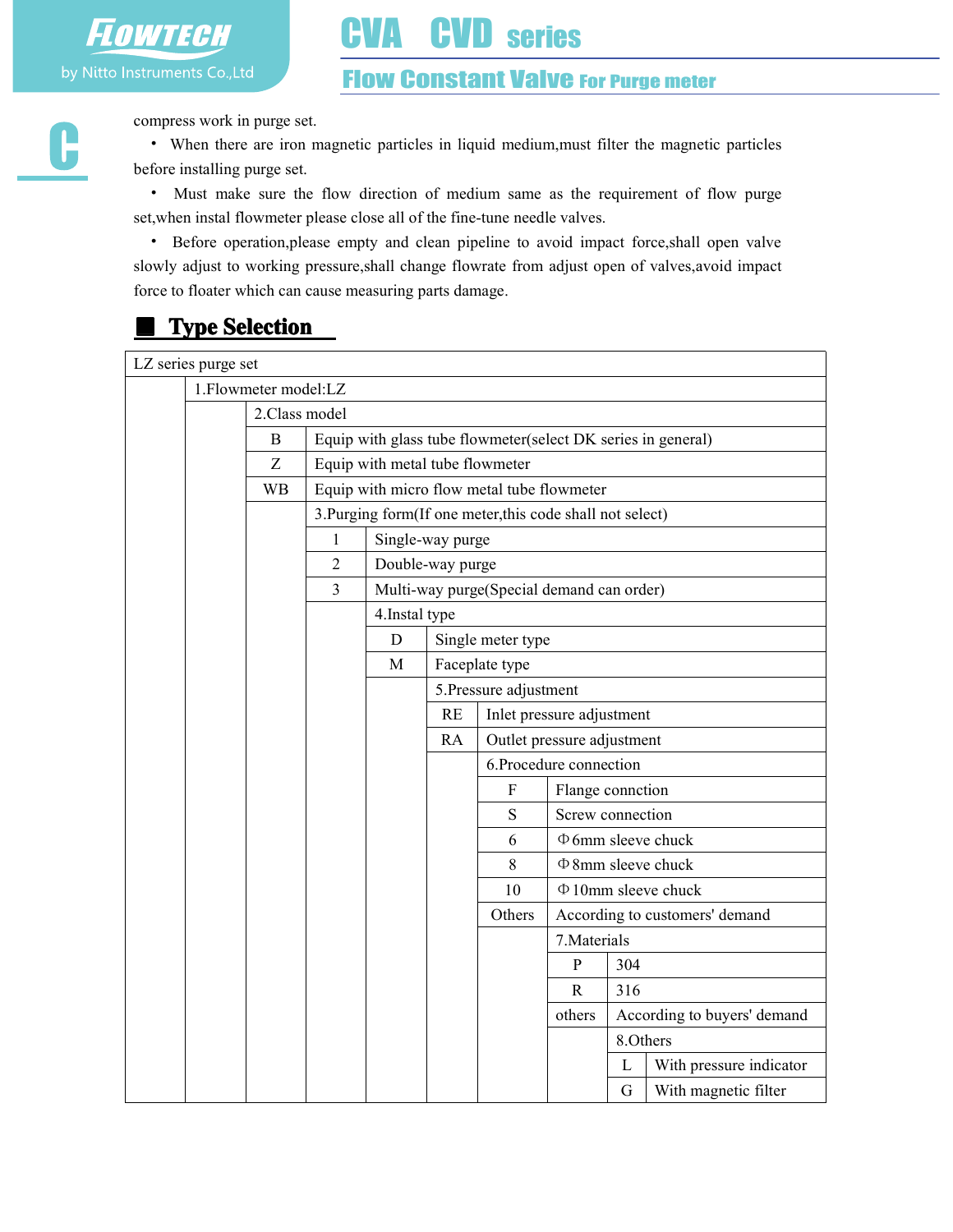compress work in purge set.

- When there are iron magnetic particles in liquid medium,must filter the magnetic particles before installing purge set.
- Must make sure the flow direction of medium same as the requirement of flow purge set,when instal flowmeter please close all of the fine-tune needle valves.
- Before operation,please empty and clean pipeline to avoid impact force,shall open valve slowly adjust to working pressure,shall change flowrate from adjust open of valves,avoid impact force to floater which can cause measuring parts damage.

## Type Selection

| | | | | | | | | | |
|---|---|---|---|---|---|---|---|---|---|
| LZ series purge set | | | | | | | | | |
| | 1.Flowmeter model:LZ | | | | | | | | |
| | | 2.Class model | | | | | | | |
| | | B | Equip with glass tube flowmeter(select DK series in general) | | | | | | |
| | | Z | Equip with metal tube flowmeter | | | | | | |
| | | WB | Equip with micro flow metal tube flowmeter | | | | | | |
| | | | 3.Purging form(If one meter,this code shall not select) | | | | | | |
| | | | 1 | Single-way purge | | | | | |
| | | | 2 | Double-way purge | | | | | |
| | | | 3 | Multi-way purge(Special demand can order) | | | | | |
| | | | | 4.Instal type | | | | | |
| | | | | D | Single meter type | | | | |
| | | | | M | Faceplate type | | | | |
| | | | | | 5.Pressure adjustment | | | | |
| | | | | | RE | Inlet pressure adjustment | | | |
| | | | | | RA | Outlet pressure adjustment | | | |
| | | | | | | 6.Procedure connection | | | |
| | | | | | | F | Flange connction | | |
| | | | | | | S | Screw connection | | |
| | | | | | | 6 | Φ6mm sleeve chuck | | |
| | | | | | | 8 | Φ8mm sleeve chuck | | |
| | | | | | | 10 | Φ10mm sleeve chuck | | |
| | | | | | | Others | According to customers' demand | | |
| | | | | | | | 7.Materials | | |
| | | | | | | | P | 304 | |
| | | | | | | | R | 316 | |
| | | | | | | | others | According to buyers' demand | |
| | | | | | | | | 8.Others | |
| | | | | | | | | L | With pressure indicator |
| | | | | | | | | G | With magnetic filter |